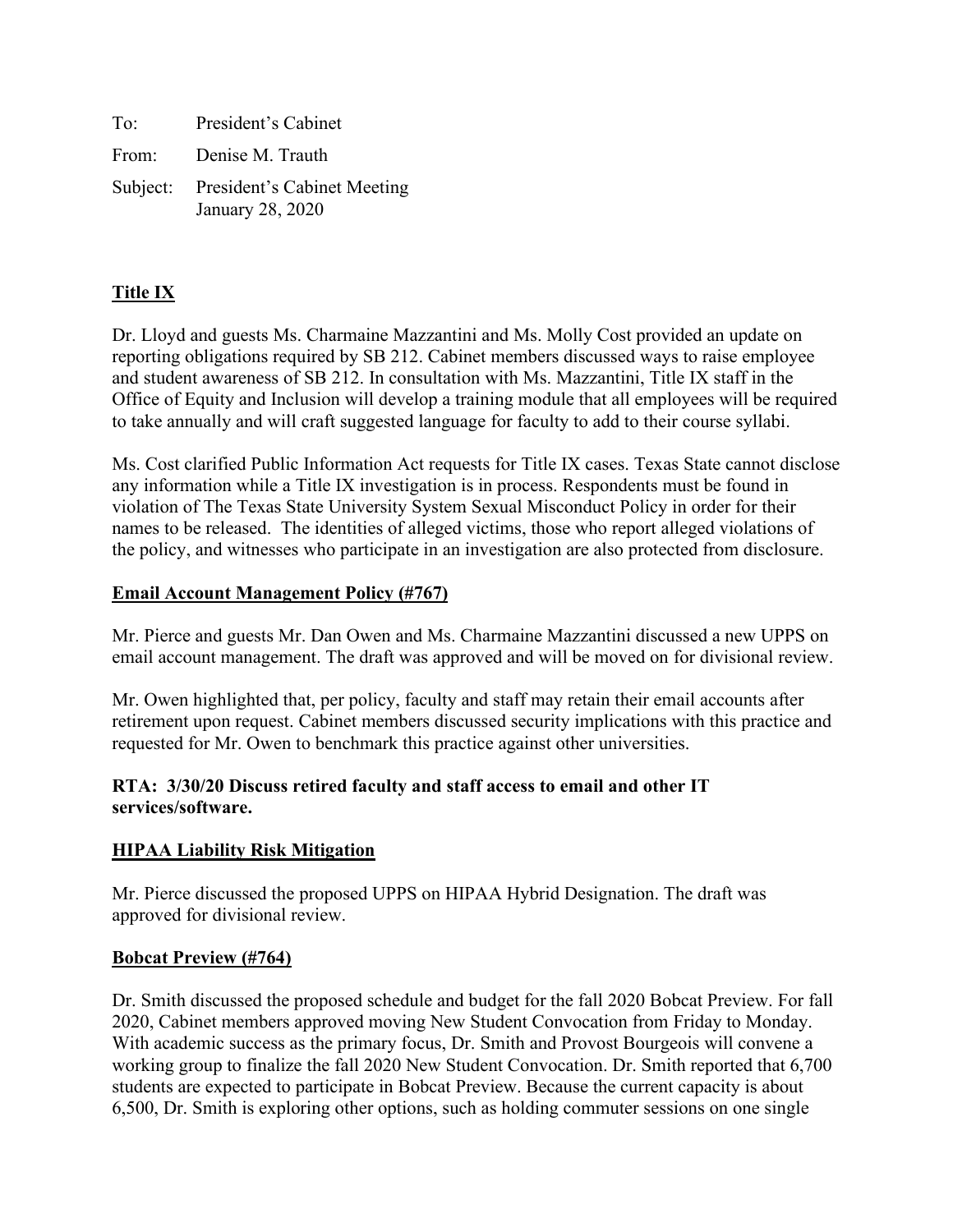To: President's Cabinet

From: Denise M. Trauth

Subject: President's Cabinet Meeting
January 28, 2020

## Title IX

Dr. Lloyd and guests Ms. Charmaine Mazzantini and Ms. Molly Cost provided an update on reporting obligations required by SB 212. Cabinet members discussed ways to raise employee and student awareness of SB 212. In consultation with Ms. Mazzantini, Title IX staff in the Office of Equity and Inclusion will develop a training module that all employees will be required to take annually and will craft suggested language for faculty to add to their course syllabi.

Ms. Cost clarified Public Information Act requests for Title IX cases. Texas State cannot disclose any information while a Title IX investigation is in process. Respondents must be found in violation of The Texas State University System Sexual Misconduct Policy in order for their names to be released. The identities of alleged victims, those who report alleged violations of the policy, and witnesses who participate in an investigation are also protected from disclosure.

## Email Account Management Policy (#767)

Mr. Pierce and guests Mr. Dan Owen and Ms. Charmaine Mazzantini discussed a new UPPS on email account management. The draft was approved and will be moved on for divisional review.

Mr. Owen highlighted that, per policy, faculty and staff may retain their email accounts after retirement upon request. Cabinet members discussed security implications with this practice and requested for Mr. Owen to benchmark this practice against other universities.

**RTA: 3/30/20 Discuss retired faculty and staff access to email and other IT services/software.**

## HIPAA Liability Risk Mitigation

Mr. Pierce discussed the proposed UPPS on HIPAA Hybrid Designation. The draft was approved for divisional review.

## Bobcat Preview (#764)

Dr. Smith discussed the proposed schedule and budget for the fall 2020 Bobcat Preview. For fall 2020, Cabinet members approved moving New Student Convocation from Friday to Monday. With academic success as the primary focus, Dr. Smith and Provost Bourgeois will convene a working group to finalize the fall 2020 New Student Convocation. Dr. Smith reported that 6,700 students are expected to participate in Bobcat Preview. Because the current capacity is about 6,500, Dr. Smith is exploring other options, such as holding commuter sessions on one single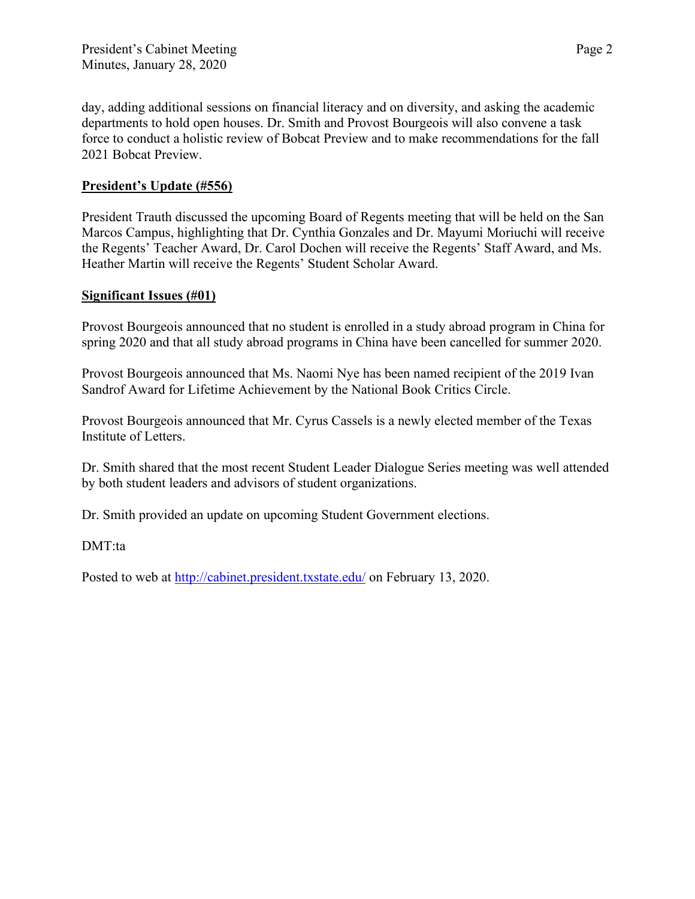day, adding additional sessions on financial literacy and on diversity, and asking the academic departments to hold open houses. Dr. Smith and Provost Bourgeois will also convene a task force to conduct a holistic review of Bobcat Preview and to make recommendations for the fall 2021 Bobcat Preview.

**President's Update (#556)**

President Trauth discussed the upcoming Board of Regents meeting that will be held on the San Marcos Campus, highlighting that Dr. Cynthia Gonzales and Dr. Mayumi Moriuchi will receive the Regents' Teacher Award, Dr. Carol Dochen will receive the Regents' Staff Award, and Ms. Heather Martin will receive the Regents' Student Scholar Award.

**Significant Issues (#01)**

Provost Bourgeois announced that no student is enrolled in a study abroad program in China for spring 2020 and that all study abroad programs in China have been cancelled for summer 2020.

Provost Bourgeois announced that Ms. Naomi Nye has been named recipient of the 2019 Ivan Sandrof Award for Lifetime Achievement by the National Book Critics Circle.

Provost Bourgeois announced that Mr. Cyrus Cassels is a newly elected member of the Texas Institute of Letters.

Dr. Smith shared that the most recent Student Leader Dialogue Series meeting was well attended by both student leaders and advisors of student organizations.

Dr. Smith provided an update on upcoming Student Government elections.

DMT:ta

Posted to web at http://cabinet.president.txstate.edu/ on February 13, 2020.